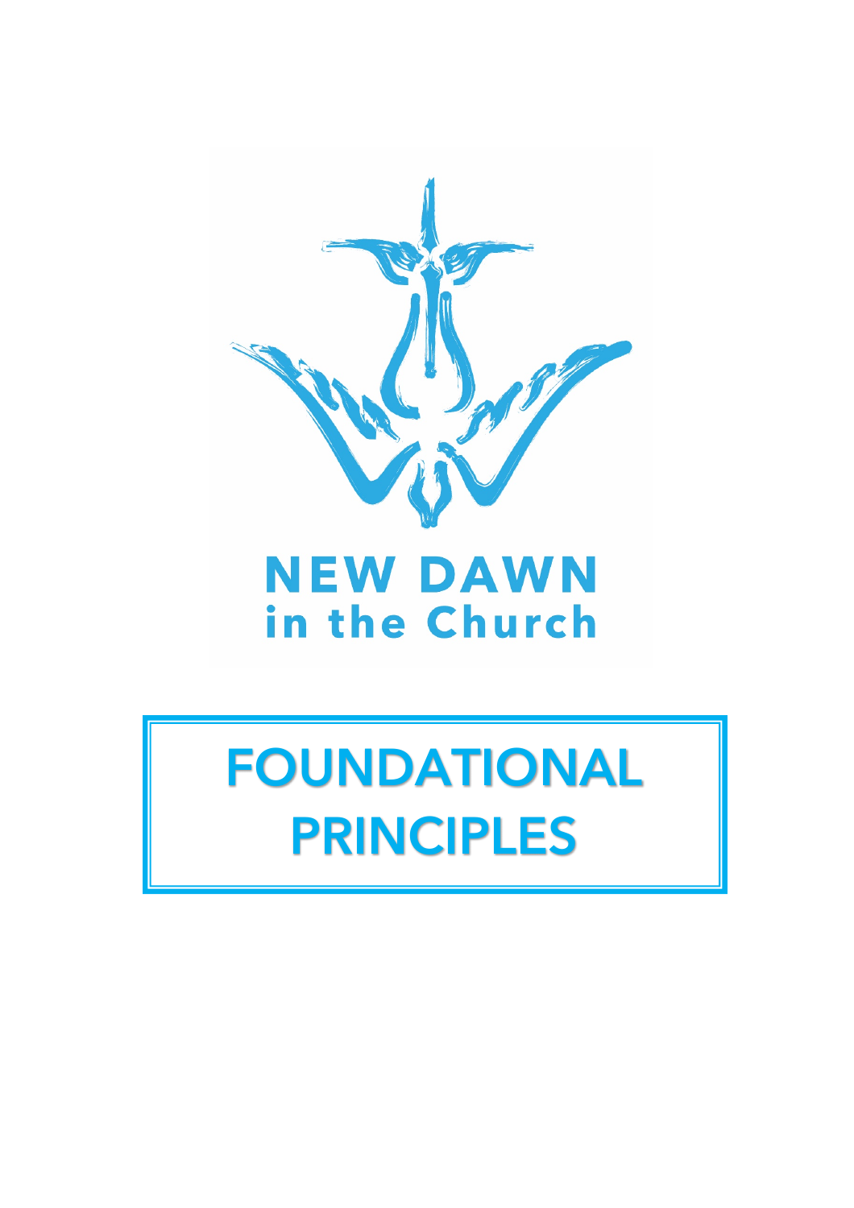NEW DAWN
in the Church

# FOUNDATIONAL PRINCIPLES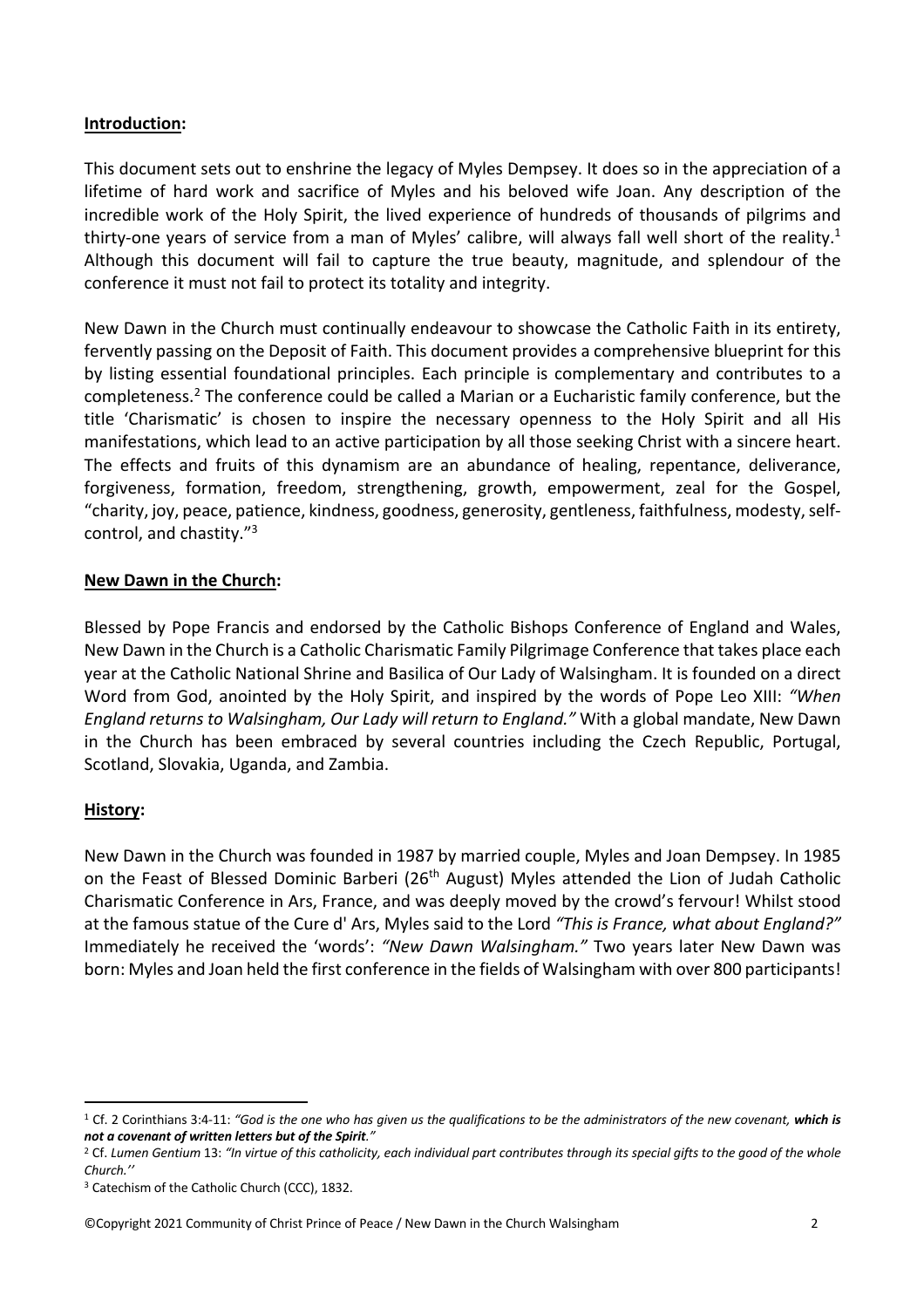## Introduction:

This document sets out to enshrine the legacy of Myles Dempsey. It does so in the appreciation of a lifetime of hard work and sacrifice of Myles and his beloved wife Joan. Any description of the incredible work of the Holy Spirit, the lived experience of hundreds of thousands of pilgrims and thirty-one years of service from a man of Myles' calibre, will always fall well short of the reality.[1] Although this document will fail to capture the true beauty, magnitude, and splendour of the conference it must not fail to protect its totality and integrity.

New Dawn in the Church must continually endeavour to showcase the Catholic Faith in its entirety, fervently passing on the Deposit of Faith. This document provides a comprehensive blueprint for this by listing essential foundational principles. Each principle is complementary and contributes to a completeness.[2] The conference could be called a Marian or a Eucharistic family conference, but the title 'Charismatic' is chosen to inspire the necessary openness to the Holy Spirit and all His manifestations, which lead to an active participation by all those seeking Christ with a sincere heart. The effects and fruits of this dynamism are an abundance of healing, repentance, deliverance, forgiveness, formation, freedom, strengthening, growth, empowerment, zeal for the Gospel, "charity, joy, peace, patience, kindness, goodness, generosity, gentleness, faithfulness, modesty, self-control, and chastity."[3]

## New Dawn in the Church:

Blessed by Pope Francis and endorsed by the Catholic Bishops Conference of England and Wales, New Dawn in the Church is a Catholic Charismatic Family Pilgrimage Conference that takes place each year at the Catholic National Shrine and Basilica of Our Lady of Walsingham. It is founded on a direct Word from God, anointed by the Holy Spirit, and inspired by the words of Pope Leo XIII: *"When England returns to Walsingham, Our Lady will return to England."* With a global mandate, New Dawn in the Church has been embraced by several countries including the Czech Republic, Portugal, Scotland, Slovakia, Uganda, and Zambia.

## History:

New Dawn in the Church was founded in 1987 by married couple, Myles and Joan Dempsey. In 1985 on the Feast of Blessed Dominic Barberi (26th August) Myles attended the Lion of Judah Catholic Charismatic Conference in Ars, France, and was deeply moved by the crowd's fervour! Whilst stood at the famous statue of the Cure d' Ars, Myles said to the Lord *"This is France, what about England?"* Immediately he received the 'words': *"New Dawn Walsingham."* Two years later New Dawn was born: Myles and Joan held the first conference in the fields of Walsingham with over 800 participants!

---

[1] Cf. 2 Corinthians 3:4-11: *"God is the one who has given us the qualifications to be the administrators of the new covenant,* ***which is not a covenant of written letters but of the Spirit****."*

[2] Cf. *Lumen Gentium* 13: *"In virtue of this catholicity, each individual part contributes through its special gifts to the good of the whole Church.''*

[3] Catechism of the Catholic Church (CCC), 1832.

©Copyright 2021 Community of Christ Prince of Peace / New Dawn in the Church Walsingham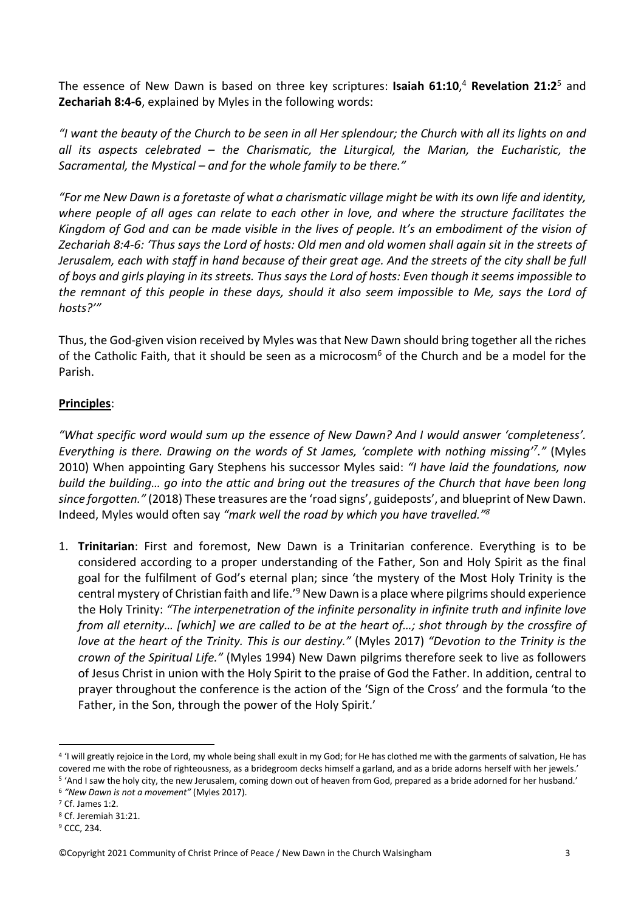The essence of New Dawn is based on three key scriptures: **Isaiah 61:10**,[4] **Revelation 21:2**[5] and **Zechariah 8:4-6**, explained by Myles in the following words:

*"I want the beauty of the Church to be seen in all Her splendour; the Church with all its lights on and all its aspects celebrated – the Charismatic, the Liturgical, the Marian, the Eucharistic, the Sacramental, the Mystical – and for the whole family to be there."*

*"For me New Dawn is a foretaste of what a charismatic village might be with its own life and identity, where people of all ages can relate to each other in love, and where the structure facilitates the Kingdom of God and can be made visible in the lives of people. It's an embodiment of the vision of Zechariah 8:4-6: 'Thus says the Lord of hosts: Old men and old women shall again sit in the streets of Jerusalem, each with staff in hand because of their great age. And the streets of the city shall be full of boys and girls playing in its streets. Thus says the Lord of hosts: Even though it seems impossible to the remnant of this people in these days, should it also seem impossible to Me, says the Lord of hosts?'"*

Thus, the God-given vision received by Myles was that New Dawn should bring together all the riches of the Catholic Faith, that it should be seen as a microcosm[6] of the Church and be a model for the Parish.

**Principles**:

*"What specific word would sum up the essence of New Dawn? And I would answer 'completeness'. Everything is there. Drawing on the words of St James, 'complete with nothing missing'[7]."* (Myles 2010) When appointing Gary Stephens his successor Myles said: *"I have laid the foundations, now build the building… go into the attic and bring out the treasures of the Church that have been long since forgotten."* (2018) These treasures are the 'road signs', guideposts', and blueprint of New Dawn. Indeed, Myles would often say *"mark well the road by which you have travelled."*[8]

1. **Trinitarian**: First and foremost, New Dawn is a Trinitarian conference. Everything is to be considered according to a proper understanding of the Father, Son and Holy Spirit as the final goal for the fulfilment of God's eternal plan; since 'the mystery of the Most Holy Trinity is the central mystery of Christian faith and life.'[9] New Dawn is a place where pilgrims should experience the Holy Trinity: *"The interpenetration of the infinite personality in infinite truth and infinite love from all eternity… [which] we are called to be at the heart of…; shot through by the crossfire of love at the heart of the Trinity. This is our destiny."* (Myles 2017) *"Devotion to the Trinity is the crown of the Spiritual Life."* (Myles 1994) New Dawn pilgrims therefore seek to live as followers of Jesus Christ in union with the Holy Spirit to the praise of God the Father. In addition, central to prayer throughout the conference is the action of the 'Sign of the Cross' and the formula 'to the Father, in the Son, through the power of the Holy Spirit.'

---

[4] 'I will greatly rejoice in the Lord, my whole being shall exult in my God; for He has clothed me with the garments of salvation, He has covered me with the robe of righteousness, as a bridegroom decks himself a garland, and as a bride adorns herself with her jewels.'

[5] 'And I saw the holy city, the new Jerusalem, coming down out of heaven from God, prepared as a bride adorned for her husband.'

[6] *"New Dawn is not a movement"* (Myles 2017).

[7] Cf. James 1:2.

[8] Cf. Jeremiah 31:21.

[9] CCC, 234.

©Copyright 2021 Community of Christ Prince of Peace / New Dawn in the Church Walsingham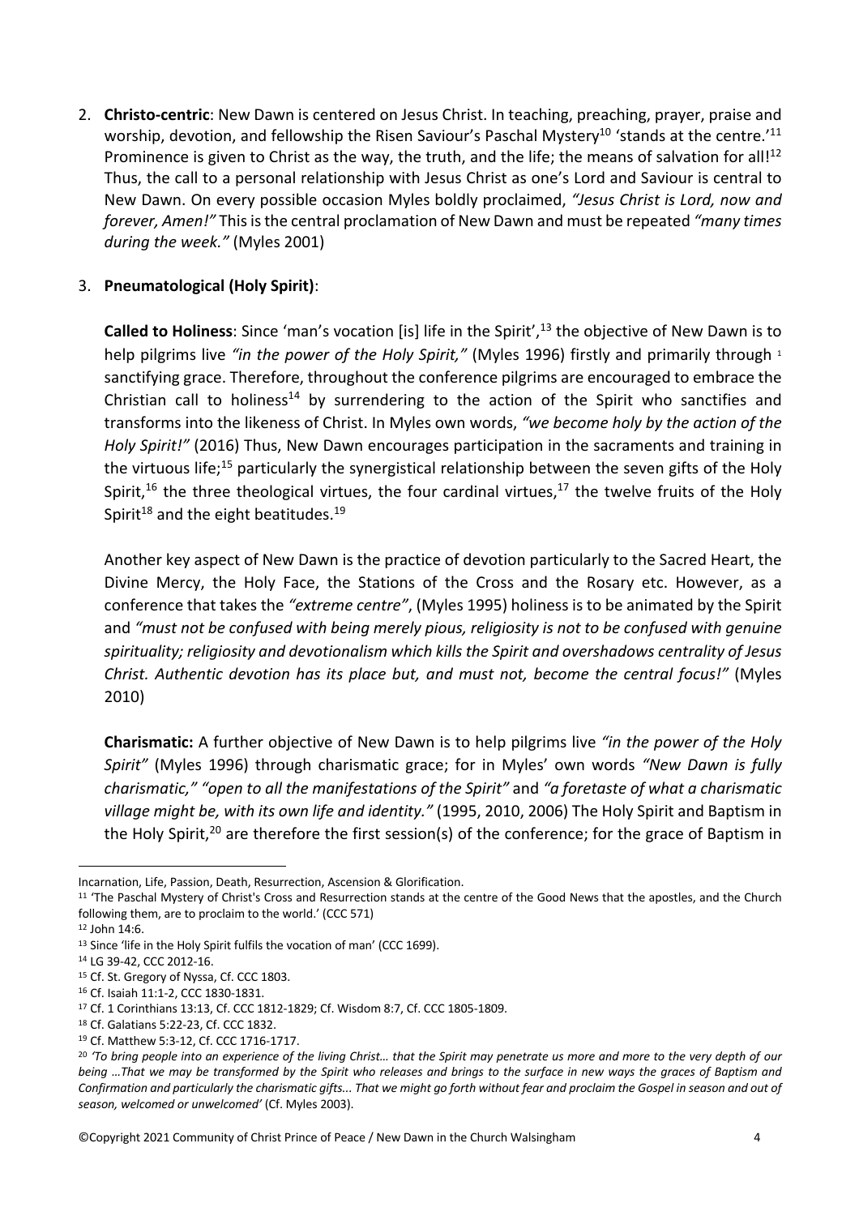2. **Christo-centric**: New Dawn is centered on Jesus Christ. In teaching, preaching, prayer, praise and worship, devotion, and fellowship the Risen Saviour's Paschal Mystery[10] 'stands at the centre.'[11] Prominence is given to Christ as the way, the truth, and the life; the means of salvation for all![12] Thus, the call to a personal relationship with Jesus Christ as one's Lord and Saviour is central to New Dawn. On every possible occasion Myles boldly proclaimed, *"Jesus Christ is Lord, now and forever, Amen!"* This is the central proclamation of New Dawn and must be repeated *"many times during the week."* (Myles 2001)

3. **Pneumatological (Holy Spirit)**:

   **Called to Holiness**: Since 'man's vocation [is] life in the Spirit',[13] the objective of New Dawn is to help pilgrims live *"in the power of the Holy Spirit,"* (Myles 1996) firstly and primarily through [1] sanctifying grace. Therefore, throughout the conference pilgrims are encouraged to embrace the Christian call to holiness[14] by surrendering to the action of the Spirit who sanctifies and transforms into the likeness of Christ. In Myles own words, *"we become holy by the action of the Holy Spirit!"* (2016) Thus, New Dawn encourages participation in the sacraments and training in the virtuous life;[15] particularly the synergistical relationship between the seven gifts of the Holy Spirit,[16] the three theological virtues, the four cardinal virtues,[17] the twelve fruits of the Holy Spirit[18] and the eight beatitudes.[19]

   Another key aspect of New Dawn is the practice of devotion particularly to the Sacred Heart, the Divine Mercy, the Holy Face, the Stations of the Cross and the Rosary etc. However, as a conference that takes the *"extreme centre"*, (Myles 1995) holiness is to be animated by the Spirit and *"must not be confused with being merely pious, religiosity is not to be confused with genuine spirituality; religiosity and devotionalism which kills the Spirit and overshadows centrality of Jesus Christ. Authentic devotion has its place but, and must not, become the central focus!"* (Myles 2010)

   **Charismatic:** A further objective of New Dawn is to help pilgrims live *"in the power of the Holy Spirit"* (Myles 1996) through charismatic grace; for in Myles' own words *"New Dawn is fully charismatic," "open to all the manifestations of the Spirit"* and *"a foretaste of what a charismatic village might be, with its own life and identity."* (1995, 2010, 2006) The Holy Spirit and Baptism in the Holy Spirit,[20] are therefore the first session(s) of the conference; for the grace of Baptism in

---

Incarnation, Life, Passion, Death, Resurrection, Ascension & Glorification.

[11] 'The Paschal Mystery of Christ's Cross and Resurrection stands at the centre of the Good News that the apostles, and the Church following them, are to proclaim to the world.' (CCC 571)

[12] John 14:6.

[13] Since 'life in the Holy Spirit fulfils the vocation of man' (CCC 1699).

[14] LG 39-42, CCC 2012-16.

[15] Cf. St. Gregory of Nyssa, Cf. CCC 1803.

[16] Cf. Isaiah 11:1-2, CCC 1830-1831.

[17] Cf. 1 Corinthians 13:13, Cf. CCC 1812-1829; Cf. Wisdom 8:7, Cf. CCC 1805-1809.

[18] Cf. Galatians 5:22-23, Cf. CCC 1832.

[19] Cf. Matthew 5:3-12, Cf. CCC 1716-1717.

[20] *'To bring people into an experience of the living Christ… that the Spirit may penetrate us more and more to the very depth of our being …That we may be transformed by the Spirit who releases and brings to the surface in new ways the graces of Baptism and Confirmation and particularly the charismatic gifts... That we might go forth without fear and proclaim the Gospel in season and out of season, welcomed or unwelcomed'* (Cf. Myles 2003).

©Copyright 2021 Community of Christ Prince of Peace / New Dawn in the Church Walsingham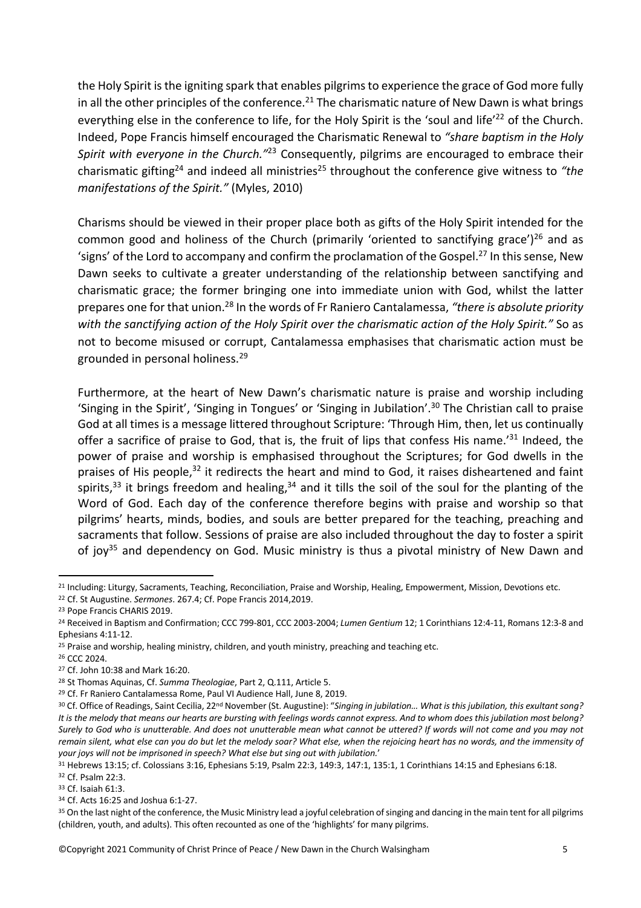the Holy Spirit is the igniting spark that enables pilgrims to experience the grace of God more fully in all the other principles of the conference.[21] The charismatic nature of New Dawn is what brings everything else in the conference to life, for the Holy Spirit is the 'soul and life'[22] of the Church. Indeed, Pope Francis himself encouraged the Charismatic Renewal to *"share baptism in the Holy Spirit with everyone in the Church."*[23] Consequently, pilgrims are encouraged to embrace their charismatic gifting[24] and indeed all ministries[25] throughout the conference give witness to *"the manifestations of the Spirit."* (Myles, 2010)

Charisms should be viewed in their proper place both as gifts of the Holy Spirit intended for the common good and holiness of the Church (primarily 'oriented to sanctifying grace')[26] and as 'signs' of the Lord to accompany and confirm the proclamation of the Gospel.[27] In this sense, New Dawn seeks to cultivate a greater understanding of the relationship between sanctifying and charismatic grace; the former bringing one into immediate union with God, whilst the latter prepares one for that union.[28] In the words of Fr Raniero Cantalamessa, *"there is absolute priority with the sanctifying action of the Holy Spirit over the charismatic action of the Holy Spirit."* So as not to become misused or corrupt, Cantalamessa emphasises that charismatic action must be grounded in personal holiness.[29]

Furthermore, at the heart of New Dawn's charismatic nature is praise and worship including 'Singing in the Spirit', 'Singing in Tongues' or 'Singing in Jubilation'.[30] The Christian call to praise God at all times is a message littered throughout Scripture: 'Through Him, then, let us continually offer a sacrifice of praise to God, that is, the fruit of lips that confess His name.'[31] Indeed, the power of praise and worship is emphasised throughout the Scriptures; for God dwells in the praises of His people,[32] it redirects the heart and mind to God, it raises disheartened and faint spirits,[33] it brings freedom and healing,[34] and it tills the soil of the soul for the planting of the Word of God. Each day of the conference therefore begins with praise and worship so that pilgrims' hearts, minds, bodies, and souls are better prepared for the teaching, preaching and sacraments that follow. Sessions of praise are also included throughout the day to foster a spirit of joy[35] and dependency on God. Music ministry is thus a pivotal ministry of New Dawn and

---

[21] Including: Liturgy, Sacraments, Teaching, Reconciliation, Praise and Worship, Healing, Empowerment, Mission, Devotions etc.

[22] Cf. St Augustine. *Sermones*. 267.4; Cf. Pope Francis 2014,2019.

[23] Pope Francis CHARIS 2019.

[24] Received in Baptism and Confirmation; CCC 799-801, CCC 2003-2004; *Lumen Gentium* 12; 1 Corinthians 12:4-11, Romans 12:3-8 and Ephesians 4:11-12.

[25] Praise and worship, healing ministry, children, and youth ministry, preaching and teaching etc.

[26] CCC 2024.

[27] Cf. John 10:38 and Mark 16:20.

[28] St Thomas Aquinas, Cf. *Summa Theologiae*, Part 2, Q.111, Article 5.

[29] Cf. Fr Raniero Cantalamessa Rome, Paul VI Audience Hall, June 8, 2019.

[30] Cf. Office of Readings, Saint Cecilia, 22nd November (St. Augustine): "*Singing in jubilation… What is this jubilation, this exultant song? It is the melody that means our hearts are bursting with feelings words cannot express. And to whom does this jubilation most belong? Surely to God who is unutterable. And does not unutterable mean what cannot be uttered? If words will not come and you may not remain silent, what else can you do but let the melody soar? What else, when the rejoicing heart has no words, and the immensity of your joys will not be imprisoned in speech? What else but sing out with jubilation.*'

[31] Hebrews 13:15; cf. Colossians 3:16, Ephesians 5:19, Psalm 22:3, 149:3, 147:1, 135:1, 1 Corinthians 14:15 and Ephesians 6:18.

[32] Cf. Psalm 22:3.

[33] Cf. Isaiah 61:3.

[34] Cf. Acts 16:25 and Joshua 6:1-27.

[35] On the last night of the conference, the Music Ministry lead a joyful celebration of singing and dancing in the main tent for all pilgrims (children, youth, and adults). This often recounted as one of the 'highlights' for many pilgrims.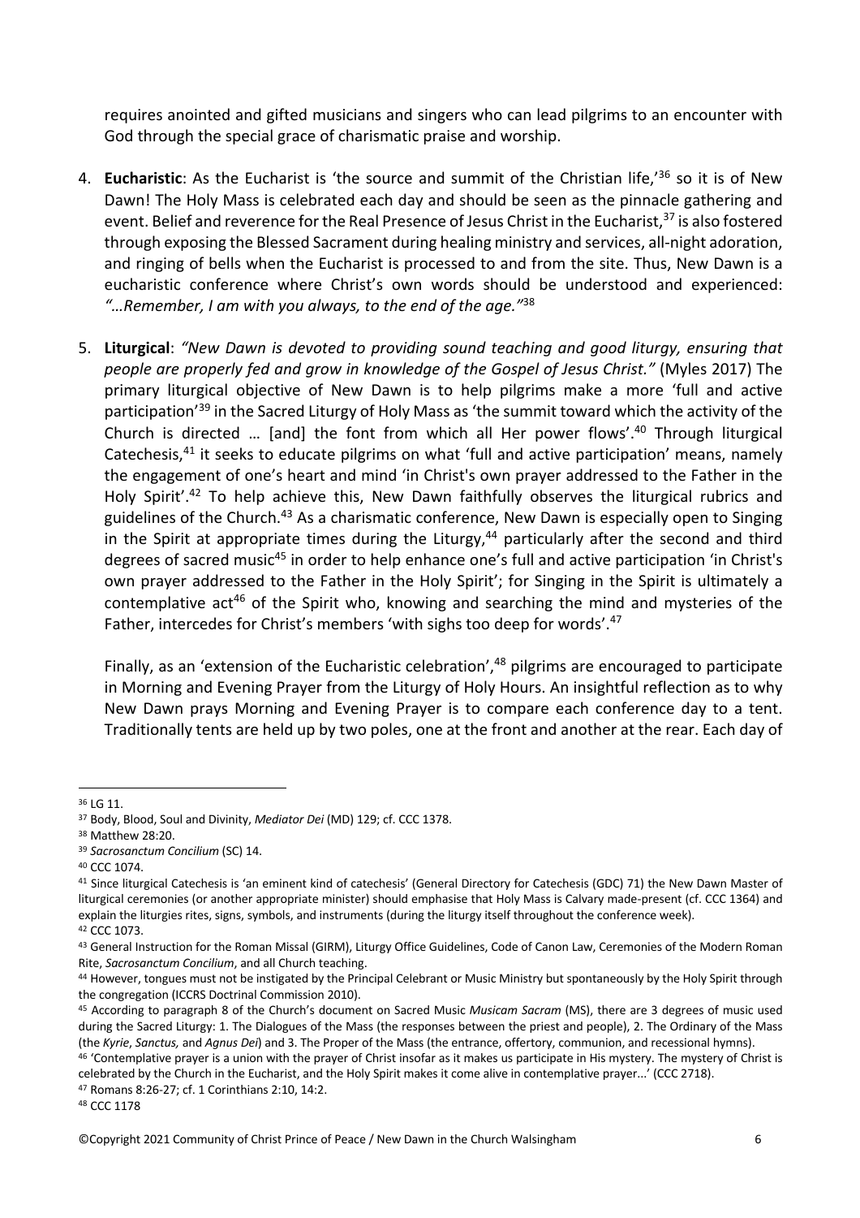requires anointed and gifted musicians and singers who can lead pilgrims to an encounter with God through the special grace of charismatic praise and worship.

4. **Eucharistic**: As the Eucharist is 'the source and summit of the Christian life,'[36] so it is of New Dawn! The Holy Mass is celebrated each day and should be seen as the pinnacle gathering and event. Belief and reverence for the Real Presence of Jesus Christ in the Eucharist,[37] is also fostered through exposing the Blessed Sacrament during healing ministry and services, all-night adoration, and ringing of bells when the Eucharist is processed to and from the site. Thus, New Dawn is a eucharistic conference where Christ's own words should be understood and experienced: *"…Remember, I am with you always, to the end of the age."*[38]

5. **Liturgical**: *"New Dawn is devoted to providing sound teaching and good liturgy, ensuring that people are properly fed and grow in knowledge of the Gospel of Jesus Christ."* (Myles 2017) The primary liturgical objective of New Dawn is to help pilgrims make a more 'full and active participation'[39] in the Sacred Liturgy of Holy Mass as 'the summit toward which the activity of the Church is directed … [and] the font from which all Her power flows'.[40] Through liturgical Catechesis,[41] it seeks to educate pilgrims on what 'full and active participation' means, namely the engagement of one's heart and mind 'in Christ's own prayer addressed to the Father in the Holy Spirit'.[42] To help achieve this, New Dawn faithfully observes the liturgical rubrics and guidelines of the Church.[43] As a charismatic conference, New Dawn is especially open to Singing in the Spirit at appropriate times during the Liturgy,[44] particularly after the second and third degrees of sacred music[45] in order to help enhance one's full and active participation 'in Christ's own prayer addressed to the Father in the Holy Spirit'; for Singing in the Spirit is ultimately a contemplative act[46] of the Spirit who, knowing and searching the mind and mysteries of the Father, intercedes for Christ's members 'with sighs too deep for words'.[47]

   Finally, as an 'extension of the Eucharistic celebration',[48] pilgrims are encouraged to participate in Morning and Evening Prayer from the Liturgy of Holy Hours. An insightful reflection as to why New Dawn prays Morning and Evening Prayer is to compare each conference day to a tent. Traditionally tents are held up by two poles, one at the front and another at the rear. Each day of

---

[36] LG 11.

[37] Body, Blood, Soul and Divinity, *Mediator Dei* (MD) 129; cf. CCC 1378.

[38] Matthew 28:20.

[39] *Sacrosanctum Concilium* (SC) 14.

[40] CCC 1074.

[41] Since liturgical Catechesis is 'an eminent kind of catechesis' (General Directory for Catechesis (GDC) 71) the New Dawn Master of liturgical ceremonies (or another appropriate minister) should emphasise that Holy Mass is Calvary made-present (cf. CCC 1364) and explain the liturgies rites, signs, symbols, and instruments (during the liturgy itself throughout the conference week).

[42] CCC 1073.

[43] General Instruction for the Roman Missal (GIRM), Liturgy Office Guidelines, Code of Canon Law, Ceremonies of the Modern Roman Rite, *Sacrosanctum Concilium*, and all Church teaching.

[44] However, tongues must not be instigated by the Principal Celebrant or Music Ministry but spontaneously by the Holy Spirit through the congregation (ICCRS Doctrinal Commission 2010).

[45] According to paragraph 8 of the Church's document on Sacred Music *Musicam Sacram* (MS), there are 3 degrees of music used during the Sacred Liturgy: 1. The Dialogues of the Mass (the responses between the priest and people), 2. The Ordinary of the Mass (the *Kyrie*, *Sanctus,* and *Agnus Dei*) and 3. The Proper of the Mass (the entrance, offertory, communion, and recessional hymns).

[46] 'Contemplative prayer is a union with the prayer of Christ insofar as it makes us participate in His mystery. The mystery of Christ is celebrated by the Church in the Eucharist, and the Holy Spirit makes it come alive in contemplative prayer...' (CCC 2718).

[47] Romans 8:26-27; cf. 1 Corinthians 2:10, 14:2.

[48] CCC 1178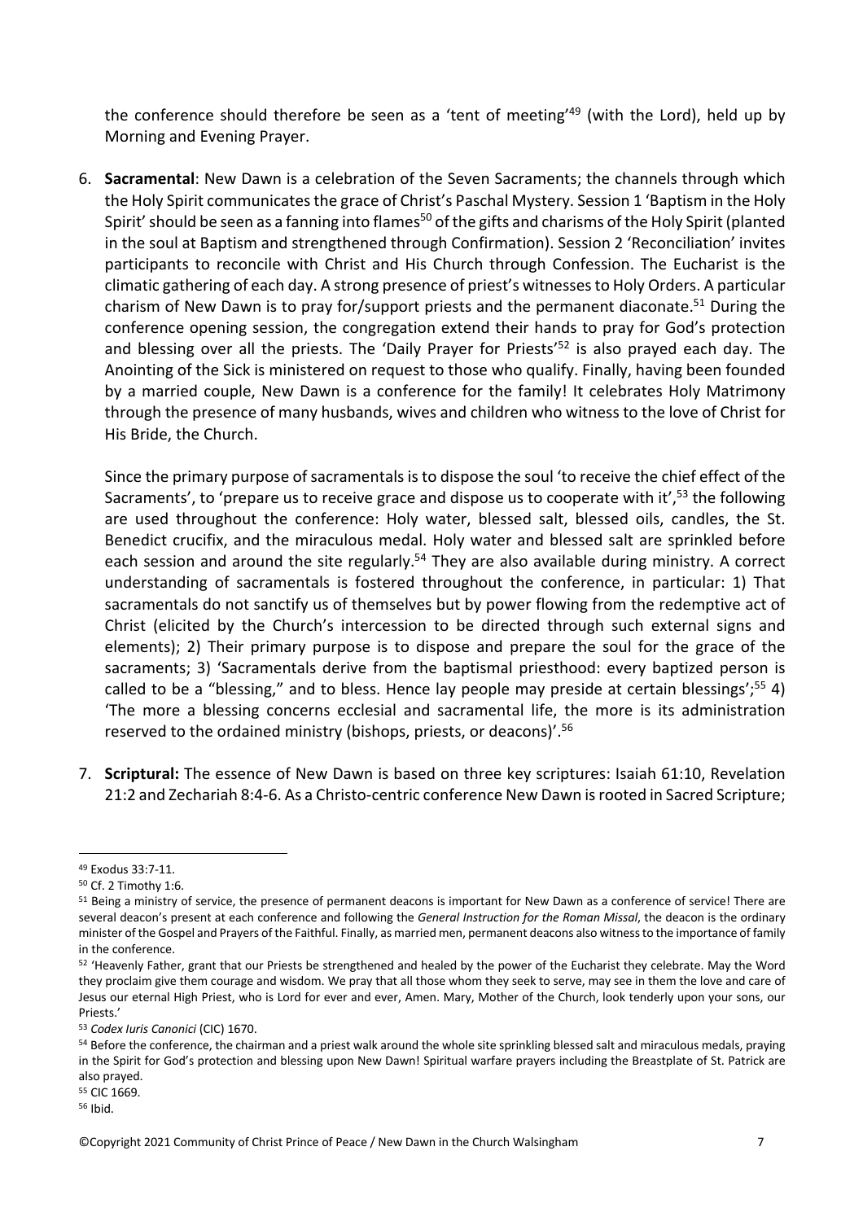the conference should therefore be seen as a 'tent of meeting'[49] (with the Lord), held up by Morning and Evening Prayer.

6. **Sacramental**: New Dawn is a celebration of the Seven Sacraments; the channels through which the Holy Spirit communicates the grace of Christ's Paschal Mystery. Session 1 'Baptism in the Holy Spirit' should be seen as a fanning into flames[50] of the gifts and charisms of the Holy Spirit (planted in the soul at Baptism and strengthened through Confirmation). Session 2 'Reconciliation' invites participants to reconcile with Christ and His Church through Confession. The Eucharist is the climatic gathering of each day. A strong presence of priest's witnesses to Holy Orders. A particular charism of New Dawn is to pray for/support priests and the permanent diaconate.[51] During the conference opening session, the congregation extend their hands to pray for God's protection and blessing over all the priests. The 'Daily Prayer for Priests'[52] is also prayed each day. The Anointing of the Sick is ministered on request to those who qualify. Finally, having been founded by a married couple, New Dawn is a conference for the family! It celebrates Holy Matrimony through the presence of many husbands, wives and children who witness to the love of Christ for His Bride, the Church.

   Since the primary purpose of sacramentals is to dispose the soul 'to receive the chief effect of the Sacraments', to 'prepare us to receive grace and dispose us to cooperate with it',[53] the following are used throughout the conference: Holy water, blessed salt, blessed oils, candles, the St. Benedict crucifix, and the miraculous medal. Holy water and blessed salt are sprinkled before each session and around the site regularly.[54] They are also available during ministry. A correct understanding of sacramentals is fostered throughout the conference, in particular: 1) That sacramentals do not sanctify us of themselves but by power flowing from the redemptive act of Christ (elicited by the Church's intercession to be directed through such external signs and elements); 2) Their primary purpose is to dispose and prepare the soul for the grace of the sacraments; 3) 'Sacramentals derive from the baptismal priesthood: every baptized person is called to be a "blessing," and to bless. Hence lay people may preside at certain blessings';[55] 4) 'The more a blessing concerns ecclesial and sacramental life, the more is its administration reserved to the ordained ministry (bishops, priests, or deacons)'.[56]

7. **Scriptural:** The essence of New Dawn is based on three key scriptures: Isaiah 61:10, Revelation 21:2 and Zechariah 8:4-6. As a Christo-centric conference New Dawn is rooted in Sacred Scripture;

---

[49] Exodus 33:7-11.

[50] Cf. 2 Timothy 1:6.

[51] Being a ministry of service, the presence of permanent deacons is important for New Dawn as a conference of service! There are several deacon's present at each conference and following the *General Instruction for the Roman Missal*, the deacon is the ordinary minister of the Gospel and Prayers of the Faithful. Finally, as married men, permanent deacons also witness to the importance of family in the conference.

[52] 'Heavenly Father, grant that our Priests be strengthened and healed by the power of the Eucharist they celebrate. May the Word they proclaim give them courage and wisdom. We pray that all those whom they seek to serve, may see in them the love and care of Jesus our eternal High Priest, who is Lord for ever and ever, Amen. Mary, Mother of the Church, look tenderly upon your sons, our Priests.'

[53] *Codex Iuris Canonici* (CIC) 1670.

[54] Before the conference, the chairman and a priest walk around the whole site sprinkling blessed salt and miraculous medals, praying in the Spirit for God's protection and blessing upon New Dawn! Spiritual warfare prayers including the Breastplate of St. Patrick are also prayed.

[55] CIC 1669.

[56] Ibid.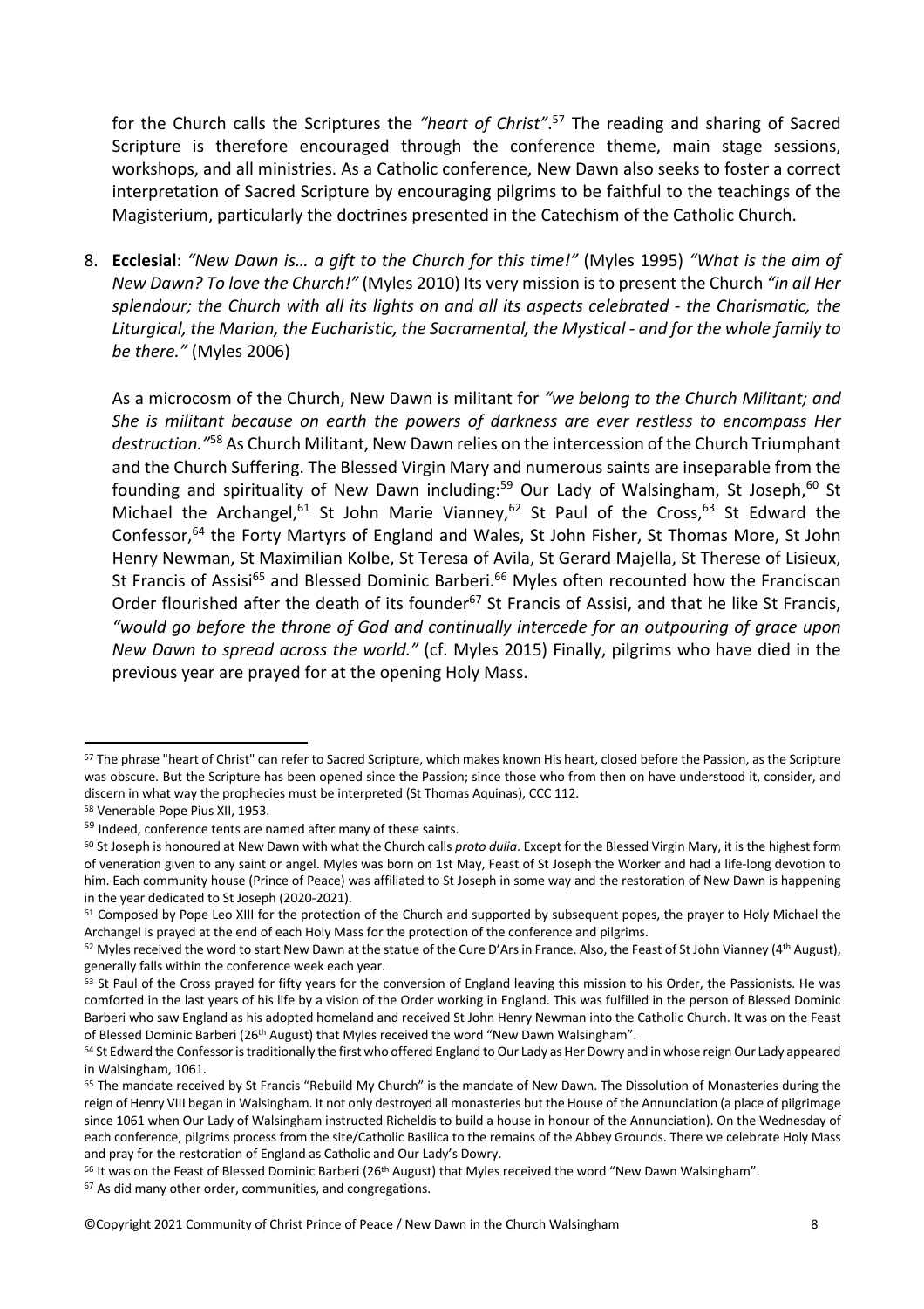for the Church calls the Scriptures the *"heart of Christ"*.[57] The reading and sharing of Sacred Scripture is therefore encouraged through the conference theme, main stage sessions, workshops, and all ministries. As a Catholic conference, New Dawn also seeks to foster a correct interpretation of Sacred Scripture by encouraging pilgrims to be faithful to the teachings of the Magisterium, particularly the doctrines presented in the Catechism of the Catholic Church.

8. **Ecclesial**: *"New Dawn is… a gift to the Church for this time!"* (Myles 1995) *"What is the aim of New Dawn? To love the Church!"* (Myles 2010) Its very mission is to present the Church *"in all Her splendour; the Church with all its lights on and all its aspects celebrated - the Charismatic, the Liturgical, the Marian, the Eucharistic, the Sacramental, the Mystical - and for the whole family to be there."* (Myles 2006)

   As a microcosm of the Church, New Dawn is militant for *"we belong to the Church Militant; and She is militant because on earth the powers of darkness are ever restless to encompass Her destruction."*[58] As Church Militant, New Dawn relies on the intercession of the Church Triumphant and the Church Suffering. The Blessed Virgin Mary and numerous saints are inseparable from the founding and spirituality of New Dawn including:[59] Our Lady of Walsingham, St Joseph,[60] St Michael the Archangel,[61] St John Marie Vianney,[62] St Paul of the Cross,[63] St Edward the Confessor,[64] the Forty Martyrs of England and Wales, St John Fisher, St Thomas More, St John Henry Newman, St Maximilian Kolbe, St Teresa of Avila, St Gerard Majella, St Therese of Lisieux, St Francis of Assisi[65] and Blessed Dominic Barberi.[66] Myles often recounted how the Franciscan Order flourished after the death of its founder[67] St Francis of Assisi, and that he like St Francis, *"would go before the throne of God and continually intercede for an outpouring of grace upon New Dawn to spread across the world."* (cf. Myles 2015) Finally, pilgrims who have died in the previous year are prayed for at the opening Holy Mass.

---

[57] The phrase "heart of Christ" can refer to Sacred Scripture, which makes known His heart, closed before the Passion, as the Scripture was obscure. But the Scripture has been opened since the Passion; since those who from then on have understood it, consider, and discern in what way the prophecies must be interpreted (St Thomas Aquinas), CCC 112.

[58] Venerable Pope Pius XII, 1953.

[59] Indeed, conference tents are named after many of these saints.

[60] St Joseph is honoured at New Dawn with what the Church calls *proto dulia*. Except for the Blessed Virgin Mary, it is the highest form of veneration given to any saint or angel. Myles was born on 1st May, Feast of St Joseph the Worker and had a life-long devotion to him. Each community house (Prince of Peace) was affiliated to St Joseph in some way and the restoration of New Dawn is happening in the year dedicated to St Joseph (2020-2021).

[61] Composed by Pope Leo XIII for the protection of the Church and supported by subsequent popes, the prayer to Holy Michael the Archangel is prayed at the end of each Holy Mass for the protection of the conference and pilgrims.

[62] Myles received the word to start New Dawn at the statue of the Cure D'Ars in France. Also, the Feast of St John Vianney (4th August), generally falls within the conference week each year.

[63] St Paul of the Cross prayed for fifty years for the conversion of England leaving this mission to his Order, the Passionists. He was comforted in the last years of his life by a vision of the Order working in England. This was fulfilled in the person of Blessed Dominic Barberi who saw England as his adopted homeland and received St John Henry Newman into the Catholic Church. It was on the Feast of Blessed Dominic Barberi (26th August) that Myles received the word "New Dawn Walsingham".

[64] St Edward the Confessor is traditionally the first who offered England to Our Lady as Her Dowry and in whose reign Our Lady appeared in Walsingham, 1061.

[65] The mandate received by St Francis "Rebuild My Church" is the mandate of New Dawn. The Dissolution of Monasteries during the reign of Henry VIII began in Walsingham. It not only destroyed all monasteries but the House of the Annunciation (a place of pilgrimage since 1061 when Our Lady of Walsingham instructed Richeldis to build a house in honour of the Annunciation). On the Wednesday of each conference, pilgrims process from the site/Catholic Basilica to the remains of the Abbey Grounds. There we celebrate Holy Mass and pray for the restoration of England as Catholic and Our Lady's Dowry.

[66] It was on the Feast of Blessed Dominic Barberi (26th August) that Myles received the word "New Dawn Walsingham".

[67] As did many other order, communities, and congregations.

©Copyright 2021 Community of Christ Prince of Peace / New Dawn in the Church Walsingham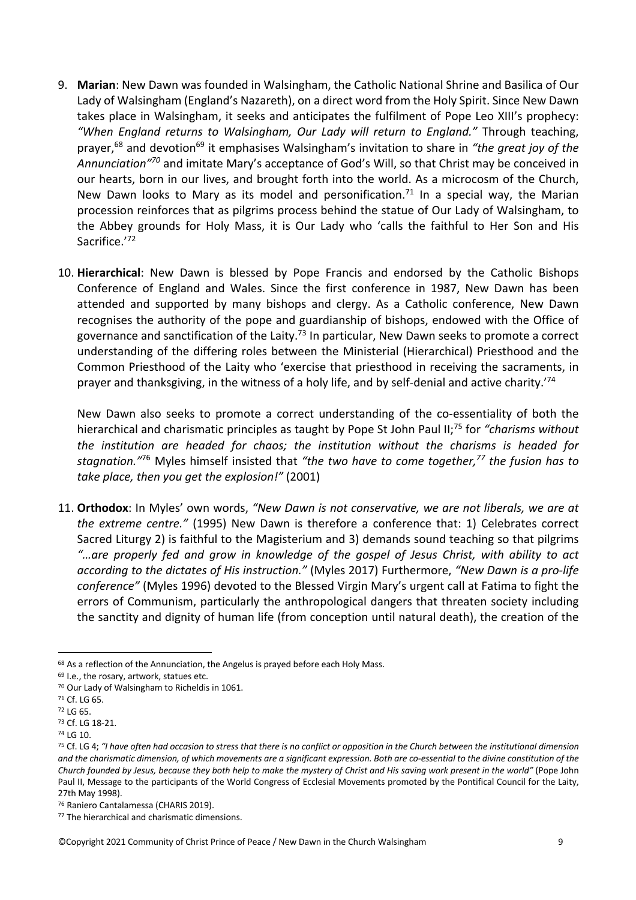9. **Marian**: New Dawn was founded in Walsingham, the Catholic National Shrine and Basilica of Our Lady of Walsingham (England's Nazareth), on a direct word from the Holy Spirit. Since New Dawn takes place in Walsingham, it seeks and anticipates the fulfilment of Pope Leo XIII's prophecy: *"When England returns to Walsingham, Our Lady will return to England."* Through teaching, prayer,[68] and devotion[69] it emphasises Walsingham's invitation to share in *"the great joy of the Annunciation"*[70] and imitate Mary's acceptance of God's Will, so that Christ may be conceived in our hearts, born in our lives, and brought forth into the world. As a microcosm of the Church, New Dawn looks to Mary as its model and personification.[71] In a special way, the Marian procession reinforces that as pilgrims process behind the statue of Our Lady of Walsingham, to the Abbey grounds for Holy Mass, it is Our Lady who 'calls the faithful to Her Son and His Sacrifice.'[72]

10. **Hierarchical**: New Dawn is blessed by Pope Francis and endorsed by the Catholic Bishops Conference of England and Wales. Since the first conference in 1987, New Dawn has been attended and supported by many bishops and clergy. As a Catholic conference, New Dawn recognises the authority of the pope and guardianship of bishops, endowed with the Office of governance and sanctification of the Laity.[73] In particular, New Dawn seeks to promote a correct understanding of the differing roles between the Ministerial (Hierarchical) Priesthood and the Common Priesthood of the Laity who 'exercise that priesthood in receiving the sacraments, in prayer and thanksgiving, in the witness of a holy life, and by self-denial and active charity.'[74]

    New Dawn also seeks to promote a correct understanding of the co-essentiality of both the hierarchical and charismatic principles as taught by Pope St John Paul II;[75] for *"charisms without the institution are headed for chaos; the institution without the charisms is headed for stagnation."*[76] Myles himself insisted that *"the two have to come together,[77] the fusion has to take place, then you get the explosion!"* (2001)

11. **Orthodox**: In Myles' own words, *"New Dawn is not conservative, we are not liberals, we are at the extreme centre."* (1995) New Dawn is therefore a conference that: 1) Celebrates correct Sacred Liturgy 2) is faithful to the Magisterium and 3) demands sound teaching so that pilgrims *"…are properly fed and grow in knowledge of the gospel of Jesus Christ, with ability to act according to the dictates of His instruction."* (Myles 2017) Furthermore, *"New Dawn is a pro-life conference"* (Myles 1996) devoted to the Blessed Virgin Mary's urgent call at Fatima to fight the errors of Communism, particularly the anthropological dangers that threaten society including the sanctity and dignity of human life (from conception until natural death), the creation of the

---

[68] As a reflection of the Annunciation, the Angelus is prayed before each Holy Mass.

[69] I.e., the rosary, artwork, statues etc.

[70] Our Lady of Walsingham to Richeldis in 1061.

[71] Cf. LG 65.

[72] LG 65.

[73] Cf. LG 18-21.

[74] LG 10.

[75] Cf. LG 4; *"I have often had occasion to stress that there is no conflict or opposition in the Church between the institutional dimension and the charismatic dimension, of which movements are a significant expression. Both are co-essential to the divine constitution of the Church founded by Jesus, because they both help to make the mystery of Christ and His saving work present in the world"* (Pope John Paul II, Message to the participants of the World Congress of Ecclesial Movements promoted by the Pontifical Council for the Laity, 27th May 1998).

[76] Raniero Cantalamessa (CHARIS 2019).

[77] The hierarchical and charismatic dimensions.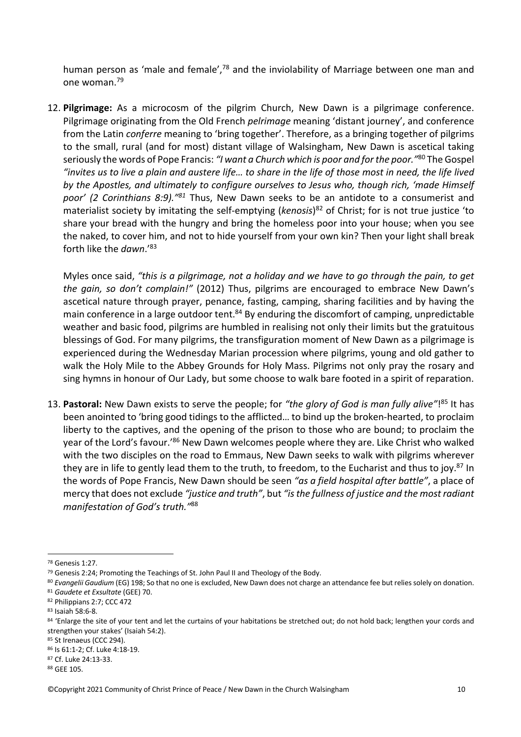human person as 'male and female',[78] and the inviolability of Marriage between one man and one woman.[79]

12. **Pilgrimage:** As a microcosm of the pilgrim Church, New Dawn is a pilgrimage conference. Pilgrimage originating from the Old French *pelrimage* meaning 'distant journey', and conference from the Latin *conferre* meaning to 'bring together'. Therefore, as a bringing together of pilgrims to the small, rural (and for most) distant village of Walsingham, New Dawn is ascetical taking seriously the words of Pope Francis: *"I want a Church which is poor and for the poor."*[80] The Gospel *"invites us to live a plain and austere life… to share in the life of those most in need, the life lived by the Apostles, and ultimately to configure ourselves to Jesus who, though rich, 'made Himself poor' (2 Corinthians 8:9)."*[81] Thus, New Dawn seeks to be an antidote to a consumerist and materialist society by imitating the self-emptying (*kenosis*)[82] of Christ; for is not true justice 'to share your bread with the hungry and bring the homeless poor into your house; when you see the naked, to cover him, and not to hide yourself from your own kin? Then your light shall break forth like the *dawn*.'[83]

    Myles once said, *"this is a pilgrimage, not a holiday and we have to go through the pain, to get the gain, so don't complain!"* (2012) Thus, pilgrims are encouraged to embrace New Dawn's ascetical nature through prayer, penance, fasting, camping, sharing facilities and by having the main conference in a large outdoor tent.[84] By enduring the discomfort of camping, unpredictable weather and basic food, pilgrims are humbled in realising not only their limits but the gratuitous blessings of God. For many pilgrims, the transfiguration moment of New Dawn as a pilgrimage is experienced during the Wednesday Marian procession where pilgrims, young and old gather to walk the Holy Mile to the Abbey Grounds for Holy Mass. Pilgrims not only pray the rosary and sing hymns in honour of Our Lady, but some choose to walk bare footed in a spirit of reparation.

13. **Pastoral:** New Dawn exists to serve the people; for *"the glory of God is man fully alive"*![85] It has been anointed to 'bring good tidings to the afflicted… to bind up the broken-hearted, to proclaim liberty to the captives, and the opening of the prison to those who are bound; to proclaim the year of the Lord's favour.'[86] New Dawn welcomes people where they are. Like Christ who walked with the two disciples on the road to Emmaus, New Dawn seeks to walk with pilgrims wherever they are in life to gently lead them to the truth, to freedom, to the Eucharist and thus to joy.[87] In the words of Pope Francis, New Dawn should be seen *"as a field hospital after battle"*, a place of mercy that does not exclude *"justice and truth"*, but *"is the fullness of justice and the most radiant manifestation of God's truth."*[88]

---

[78] Genesis 1:27.
[79] Genesis 2:24; Promoting the Teachings of St. John Paul II and Theology of the Body.
[80] *Evangelii Gaudium* (EG) 198; So that no one is excluded, New Dawn does not charge an attendance fee but relies solely on donation.
[81] *Gaudete et Exsultate* (GEE) 70.
[82] Philippians 2:7; CCC 472
[83] Isaiah 58:6-8.
[84] 'Enlarge the site of your tent and let the curtains of your habitations be stretched out; do not hold back; lengthen your cords and strengthen your stakes' (Isaiah 54:2).
[85] St Irenaeus (CCC 294).
[86] Is 61:1-2; Cf. Luke 4:18-19.
[87] Cf. Luke 24:13-33.
[88] GEE 105.

©Copyright 2021 Community of Christ Prince of Peace / New Dawn in the Church Walsingham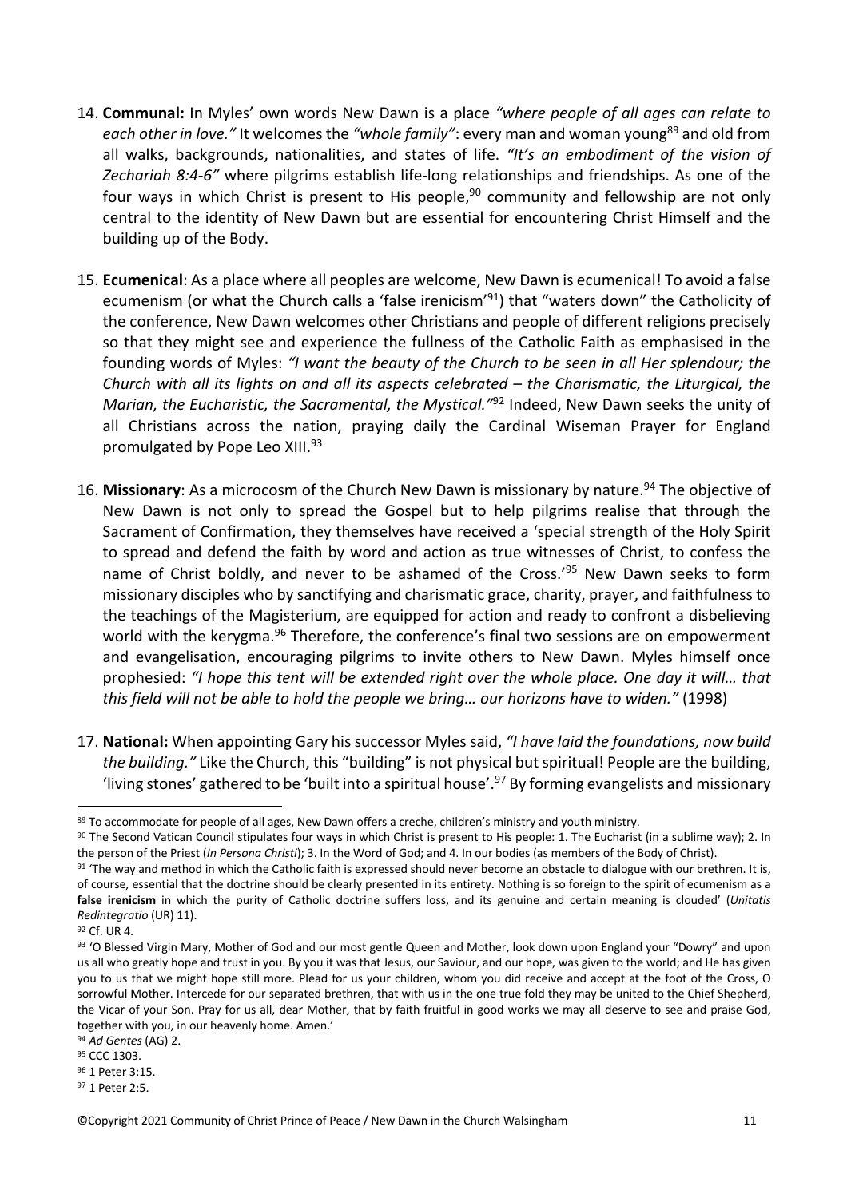14. **Communal:** In Myles' own words New Dawn is a place *"where people of all ages can relate to each other in love."* It welcomes the *"whole family"*: every man and woman young[89] and old from all walks, backgrounds, nationalities, and states of life. *"It's an embodiment of the vision of Zechariah 8:4-6"* where pilgrims establish life-long relationships and friendships. As one of the four ways in which Christ is present to His people,[90] community and fellowship are not only central to the identity of New Dawn but are essential for encountering Christ Himself and the building up of the Body.

15. **Ecumenical**: As a place where all peoples are welcome, New Dawn is ecumenical! To avoid a false ecumenism (or what the Church calls a 'false irenicism'[91]) that "waters down" the Catholicity of the conference, New Dawn welcomes other Christians and people of different religions precisely so that they might see and experience the fullness of the Catholic Faith as emphasised in the founding words of Myles: *"I want the beauty of the Church to be seen in all Her splendour; the Church with all its lights on and all its aspects celebrated – the Charismatic, the Liturgical, the Marian, the Eucharistic, the Sacramental, the Mystical."*[92] Indeed, New Dawn seeks the unity of all Christians across the nation, praying daily the Cardinal Wiseman Prayer for England promulgated by Pope Leo XIII.[93]

16. **Missionary**: As a microcosm of the Church New Dawn is missionary by nature.[94] The objective of New Dawn is not only to spread the Gospel but to help pilgrims realise that through the Sacrament of Confirmation, they themselves have received a 'special strength of the Holy Spirit to spread and defend the faith by word and action as true witnesses of Christ, to confess the name of Christ boldly, and never to be ashamed of the Cross.'[95] New Dawn seeks to form missionary disciples who by sanctifying and charismatic grace, charity, prayer, and faithfulness to the teachings of the Magisterium, are equipped for action and ready to confront a disbelieving world with the kerygma.[96] Therefore, the conference's final two sessions are on empowerment and evangelisation, encouraging pilgrims to invite others to New Dawn. Myles himself once prophesied: *"I hope this tent will be extended right over the whole place. One day it will… that this field will not be able to hold the people we bring… our horizons have to widen."* (1998)

17. **National:** When appointing Gary his successor Myles said, *"I have laid the foundations, now build the building."* Like the Church, this "building" is not physical but spiritual! People are the building, 'living stones' gathered to be 'built into a spiritual house'.[97] By forming evangelists and missionary

---

[89] To accommodate for people of all ages, New Dawn offers a creche, children's ministry and youth ministry.

[90] The Second Vatican Council stipulates four ways in which Christ is present to His people: 1. The Eucharist (in a sublime way); 2. In the person of the Priest (*In Persona Christi*); 3. In the Word of God; and 4. In our bodies (as members of the Body of Christ).

[91] 'The way and method in which the Catholic faith is expressed should never become an obstacle to dialogue with our brethren. It is, of course, essential that the doctrine should be clearly presented in its entirety. Nothing is so foreign to the spirit of ecumenism as a **false irenicism** in which the purity of Catholic doctrine suffers loss, and its genuine and certain meaning is clouded' (*Unitatis Redintegratio* (UR) 11).

[92] Cf. UR 4.

[93] 'O Blessed Virgin Mary, Mother of God and our most gentle Queen and Mother, look down upon England your "Dowry" and upon us all who greatly hope and trust in you. By you it was that Jesus, our Saviour, and our hope, was given to the world; and He has given you to us that we might hope still more. Plead for us your children, whom you did receive and accept at the foot of the Cross, O sorrowful Mother. Intercede for our separated brethren, that with us in the one true fold they may be united to the Chief Shepherd, the Vicar of your Son. Pray for us all, dear Mother, that by faith fruitful in good works we may all deserve to see and praise God, together with you, in our heavenly home. Amen.'

[94] *Ad Gentes* (AG) 2.

[95] CCC 1303.

[96] 1 Peter 3:15.

[97] 1 Peter 2:5.

©Copyright 2021 Community of Christ Prince of Peace / New Dawn in the Church Walsingham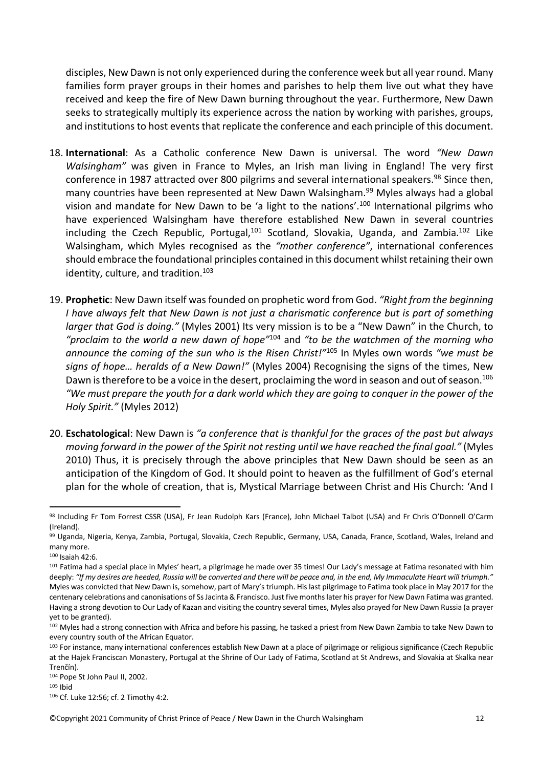disciples, New Dawn is not only experienced during the conference week but all year round. Many families form prayer groups in their homes and parishes to help them live out what they have received and keep the fire of New Dawn burning throughout the year. Furthermore, New Dawn seeks to strategically multiply its experience across the nation by working with parishes, groups, and institutions to host events that replicate the conference and each principle of this document.

18. **International**: As a Catholic conference New Dawn is universal. The word *"New Dawn Walsingham"* was given in France to Myles, an Irish man living in England! The very first conference in 1987 attracted over 800 pilgrims and several international speakers.[98] Since then, many countries have been represented at New Dawn Walsingham.[99] Myles always had a global vision and mandate for New Dawn to be 'a light to the nations'.[100] International pilgrims who have experienced Walsingham have therefore established New Dawn in several countries including the Czech Republic, Portugal,[101] Scotland, Slovakia, Uganda, and Zambia.[102] Like Walsingham, which Myles recognised as the *"mother conference"*, international conferences should embrace the foundational principles contained in this document whilst retaining their own identity, culture, and tradition.[103]

19. **Prophetic**: New Dawn itself was founded on prophetic word from God. *"Right from the beginning I have always felt that New Dawn is not just a charismatic conference but is part of something larger that God is doing."* (Myles 2001) Its very mission is to be a "New Dawn" in the Church, to *"proclaim to the world a new dawn of hope"*[104] and *"to be the watchmen of the morning who announce the coming of the sun who is the Risen Christ!"*[105] In Myles own words *"we must be signs of hope… heralds of a New Dawn!"* (Myles 2004) Recognising the signs of the times, New Dawn is therefore to be a voice in the desert, proclaiming the word in season and out of season.[106] *"We must prepare the youth for a dark world which they are going to conquer in the power of the Holy Spirit."* (Myles 2012)

20. **Eschatological**: New Dawn is *"a conference that is thankful for the graces of the past but always moving forward in the power of the Spirit not resting until we have reached the final goal."* (Myles 2010) Thus, it is precisely through the above principles that New Dawn should be seen as an anticipation of the Kingdom of God. It should point to heaven as the fulfillment of God's eternal plan for the whole of creation, that is, Mystical Marriage between Christ and His Church: 'And I

---

[98] Including Fr Tom Forrest CSSR (USA), Fr Jean Rudolph Kars (France), John Michael Talbot (USA) and Fr Chris O'Donnell O'Carm (Ireland).

[99] Uganda, Nigeria, Kenya, Zambia, Portugal, Slovakia, Czech Republic, Germany, USA, Canada, France, Scotland, Wales, Ireland and many more.

[100] Isaiah 42:6.

[101] Fatima had a special place in Myles' heart, a pilgrimage he made over 35 times! Our Lady's message at Fatima resonated with him deeply: *"If my desires are heeded, Russia will be converted and there will be peace and, in the end, My Immaculate Heart will triumph."* Myles was convicted that New Dawn is, somehow, part of Mary's triumph. His last pilgrimage to Fatima took place in May 2017 for the centenary celebrations and canonisations of Ss Jacinta & Francisco. Just five months later his prayer for New Dawn Fatima was granted. Having a strong devotion to Our Lady of Kazan and visiting the country several times, Myles also prayed for New Dawn Russia (a prayer yet to be granted).

[102] Myles had a strong connection with Africa and before his passing, he tasked a priest from New Dawn Zambia to take New Dawn to every country south of the African Equator.

[103] For instance, many international conferences establish New Dawn at a place of pilgrimage or religious significance (Czech Republic at the Hajek Franciscan Monastery, Portugal at the Shrine of Our Lady of Fatima, Scotland at St Andrews, and Slovakia at Skalka near Trenčín).

[104] Pope St John Paul II, 2002.

[105] Ibid

[106] Cf. Luke 12:56; cf. 2 Timothy 4:2.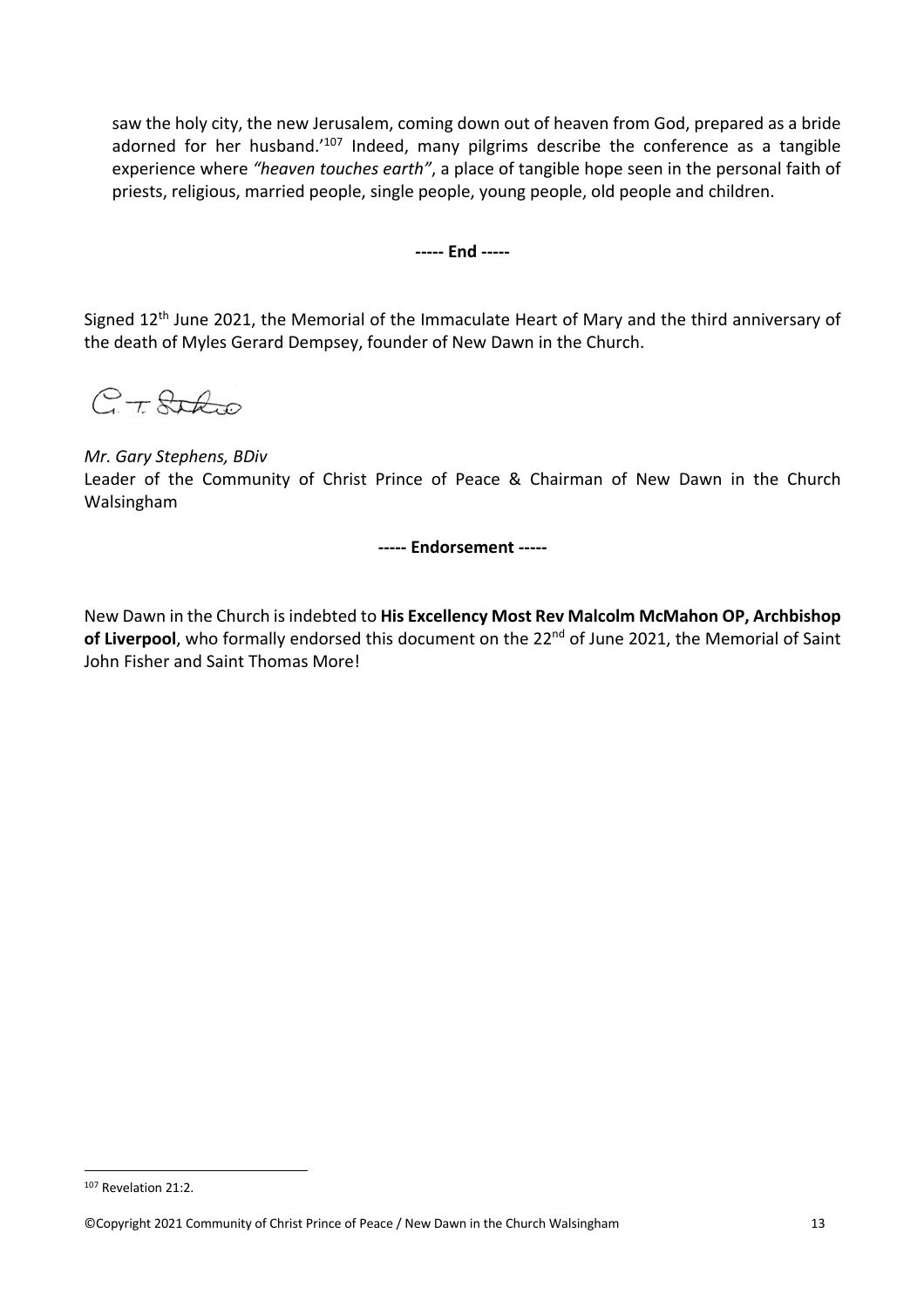saw the holy city, the new Jerusalem, coming down out of heaven from God, prepared as a bride adorned for her husband.'[107] Indeed, many pilgrims describe the conference as a tangible experience where *"heaven touches earth"*, a place of tangible hope seen in the personal faith of priests, religious, married people, single people, young people, old people and children.

**----- End -----**

Signed 12th June 2021, the Memorial of the Immaculate Heart of Mary and the third anniversary of the death of Myles Gerard Dempsey, founder of New Dawn in the Church.

G. T. Stephens

*Mr. Gary Stephens, BDiv*
Leader of the Community of Christ Prince of Peace & Chairman of New Dawn in the Church Walsingham

**----- Endorsement -----**

New Dawn in the Church is indebted to **His Excellency Most Rev Malcolm McMahon OP, Archbishop of Liverpool**, who formally endorsed this document on the 22nd of June 2021, the Memorial of Saint John Fisher and Saint Thomas More!

[107] Revelation 21:2.

©Copyright 2021 Community of Christ Prince of Peace / New Dawn in the Church Walsingham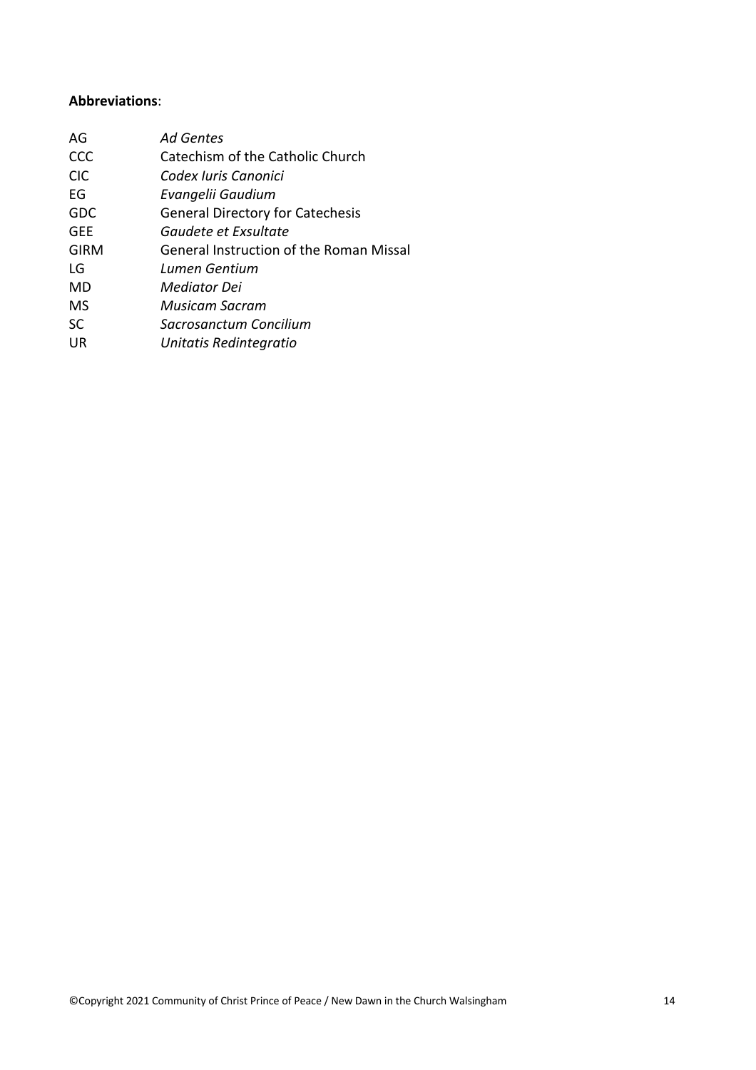**Abbreviations**:

| | |
|---|---|
| AG | *Ad Gentes* |
| CCC | Catechism of the Catholic Church |
| CIC | *Codex Iuris Canonici* |
| EG | *Evangelii Gaudium* |
| GDC | General Directory for Catechesis |
| GEE | *Gaudete et Exsultate* |
| GIRM | General Instruction of the Roman Missal |
| LG | *Lumen Gentium* |
| MD | *Mediator Dei* |
| MS | *Musicam Sacram* |
| SC | *Sacrosanctum Concilium* |
| UR | *Unitatis Redintegratio* |